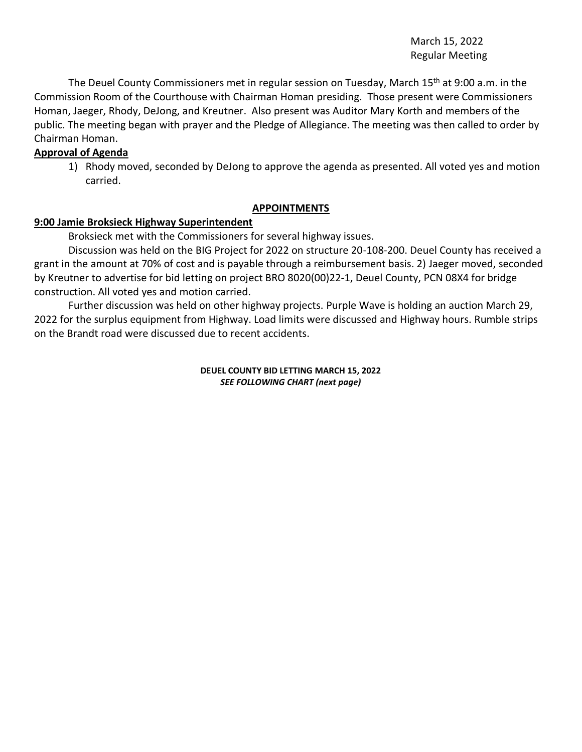March 15, 2022
Regular Meeting

The Deuel County Commissioners met in regular session on Tuesday, March 15th at 9:00 a.m. in the Commission Room of the Courthouse with Chairman Homan presiding. Those present were Commissioners Homan, Jaeger, Rhody, DeJong, and Kreutner. Also present was Auditor Mary Korth and members of the public. The meeting began with prayer and the Pledge of Allegiance. The meeting was then called to order by Chairman Homan.

**Approval of Agenda**

1) Rhody moved, seconded by DeJong to approve the agenda as presented. All voted yes and motion carried.

**APPOINTMENTS**

**9:00 Jamie Broksieck Highway Superintendent**

Broksieck met with the Commissioners for several highway issues.

Discussion was held on the BIG Project for 2022 on structure 20-108-200. Deuel County has received a grant in the amount at 70% of cost and is payable through a reimbursement basis. 2) Jaeger moved, seconded by Kreutner to advertise for bid letting on project BRO 8020(00)22-1, Deuel County, PCN 08X4 for bridge construction. All voted yes and motion carried.

Further discussion was held on other highway projects. Purple Wave is holding an auction March 29, 2022 for the surplus equipment from Highway. Load limits were discussed and Highway hours. Rumble strips on the Brandt road were discussed due to recent accidents.

**DEUEL COUNTY BID LETTING MARCH 15, 2022**

***SEE FOLLOWING CHART (next page)***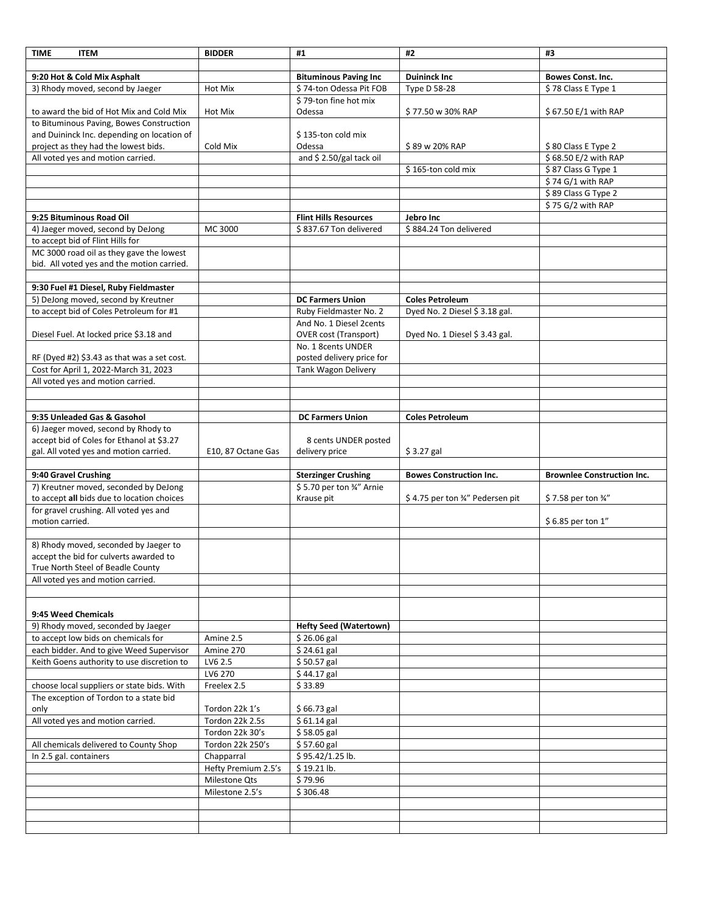| TIME ITEM | BIDDER | #1 | #2 | #3 |
|---|---|---|---|---|
| | | | | |
| **9:20 Hot & Cold Mix Asphalt** | | **Bituminous Paving Inc** | **Duininck Inc** | **Bowes Const. Inc.** |
| 3) Rhody moved, second by Jaeger | Hot Mix | $ 74-ton Odessa Pit FOB | Type D 58-28 | $ 78 Class E Type 1 |
| to award the bid of Hot Mix and Cold Mix | Hot Mix | $ 79-ton fine hot mix Odessa | $ 77.50 w 30% RAP | $ 67.50 E/1 with RAP |
| to Bituminous Paving, Bowes Construction and Duininck Inc. depending on location of project as they had the lowest bids. | Cold Mix | $ 135-ton cold mix Odessa | $ 89 w 20% RAP | $ 80 Class E Type 2 |
| All voted yes and motion carried. | | and $ 2.50/gal tack oil | | $ 68.50 E/2 with RAP |
| | | | $ 165-ton cold mix | $ 87 Class G Type 1 |
| | | | | $ 74 G/1 with RAP |
| | | | | $ 89 Class G Type 2 |
| | | | | $ 75 G/2 with RAP |
| **9:25 Bituminous Road Oil** | | **Flint Hills Resources** | **Jebro Inc** | |
| 4) Jaeger moved, second by DeJong | MC 3000 | $ 837.67 Ton delivered | $ 884.24 Ton delivered | |
| to accept bid of Flint Hills for | | | | |
| MC 3000 road oil as they gave the lowest bid. All voted yes and the motion carried. | | | | |
| | | | | |
| **9:30 Fuel #1 Diesel, Ruby Fieldmaster** | | | | |
| 5) DeJong moved, second by Kreutner | | **DC Farmers Union** | **Coles Petroleum** | |
| to accept bid of Coles Petroleum for #1 | | Ruby Fieldmaster No. 2 | Dyed No. 2 Diesel $ 3.18 gal. | |
| Diesel Fuel. At locked price $3.18 and | | And No. 1 Diesel 2cents OVER cost (Transport) | Dyed No. 1 Diesel $ 3.43 gal. | |
| RF (Dyed #2) $3.43 as that was a set cost. | | No. 1 8cents UNDER posted delivery price for | | |
| Cost for April 1, 2022-March 31, 2023 | | Tank Wagon Delivery | | |
| All voted yes and motion carried. | | | | |
| | | | | |
| | | | | |
| **9:35 Unleaded Gas & Gasohol** | | **DC Farmers Union** | **Coles Petroleum** | |
| 6) Jaeger moved, second by Rhody to accept bid of Coles for Ethanol at $3.27 gal. All voted yes and motion carried. | E10, 87 Octane Gas | 8 cents UNDER posted delivery price | $ 3.27 gal | |
| | | | | |
| **9:40 Gravel Crushing** | | **Sterzinger Crushing** | **Bowes Construction Inc.** | **Brownlee Construction Inc.** |
| 7) Kreutner moved, seconded by DeJong to accept **all** bids due to location choices | | $ 5.70 per ton ¾" Arnie Krause pit | $ 4.75 per ton ¾" Pedersen pit | $ 7.58 per ton ¾" |
| for gravel crushing. All voted yes and motion carried. | | | | $ 6.85 per ton 1" |
| | | | | |
| 8) Rhody moved, seconded by Jaeger to accept the bid for culverts awarded to True North Steel of Beadle County | | | | |
| All voted yes and motion carried. | | | | |
| | | | | |
| **9:45 Weed Chemicals** | | | | |
| 9) Rhody moved, seconded by Jaeger | | **Hefty Seed (Watertown)** | | |
| to accept low bids on chemicals for | Amine 2.5 | $ 26.06 gal | | |
| each bidder. And to give Weed Supervisor | Amine 270 | $ 24.61 gal | | |
| Keith Goens authority to use discretion to | LV6 2.5 | $ 50.57 gal | | |
| | LV6 270 | $ 44.17 gal | | |
| choose local suppliers or state bids. With | Freelex 2.5 | $ 33.89 | | |
| The exception of Tordon to a state bid only | Tordon 22k 1's | $ 66.73 gal | | |
| All voted yes and motion carried. | Tordon 22k 2.5s | $ 61.14 gal | | |
| | Tordon 22k 30's | $ 58.05 gal | | |
| All chemicals delivered to County Shop | Tordon 22k 250's | $ 57.60 gal | | |
| In 2.5 gal. containers | Chapparral | $ 95.42/1.25 lb. | | |
| | Hefty Premium 2.5's | $ 19.21 lb. | | |
| | Milestone Qts | $ 79.96 | | |
| | Milestone 2.5's | $ 306.48 | | |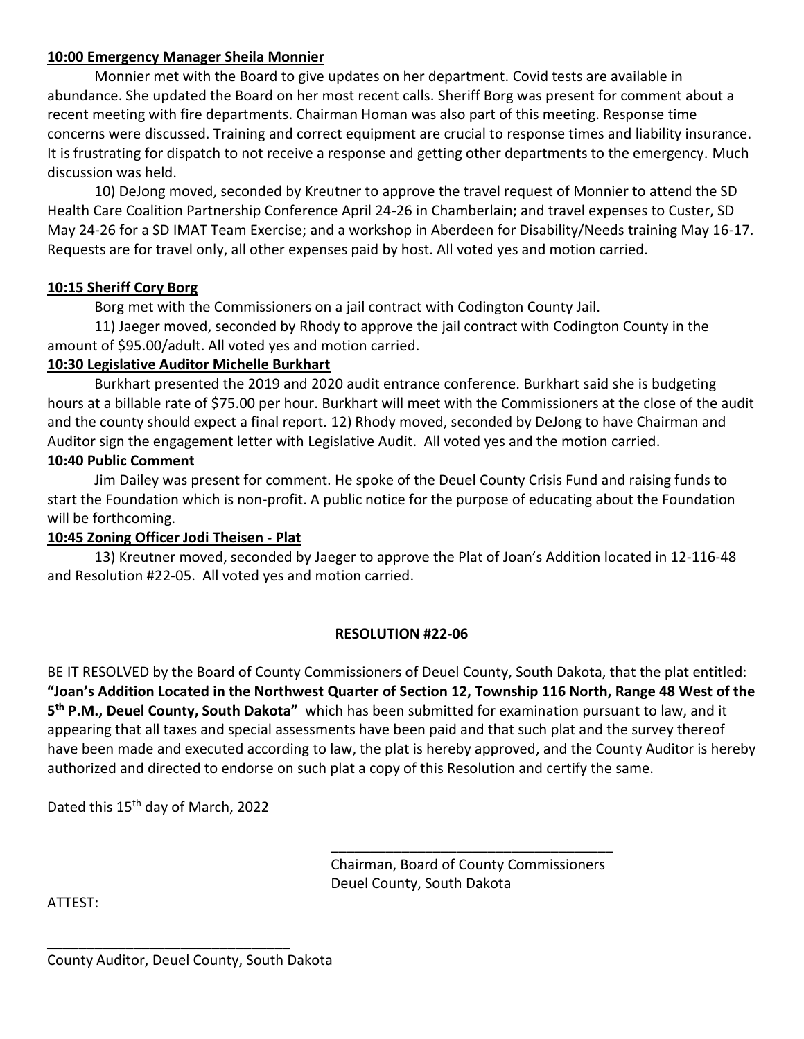**10:00 Emergency Manager Sheila Monnier**

Monnier met with the Board to give updates on her department. Covid tests are available in abundance. She updated the Board on her most recent calls. Sheriff Borg was present for comment about a recent meeting with fire departments. Chairman Homan was also part of this meeting. Response time concerns were discussed. Training and correct equipment are crucial to response times and liability insurance. It is frustrating for dispatch to not receive a response and getting other departments to the emergency. Much discussion was held.

10) DeJong moved, seconded by Kreutner to approve the travel request of Monnier to attend the SD Health Care Coalition Partnership Conference April 24-26 in Chamberlain; and travel expenses to Custer, SD May 24-26 for a SD IMAT Team Exercise; and a workshop in Aberdeen for Disability/Needs training May 16-17. Requests are for travel only, all other expenses paid by host. All voted yes and motion carried.

**10:15 Sheriff Cory Borg**

Borg met with the Commissioners on a jail contract with Codington County Jail.

11) Jaeger moved, seconded by Rhody to approve the jail contract with Codington County in the amount of $95.00/adult. All voted yes and motion carried.

**10:30 Legislative Auditor Michelle Burkhart**

Burkhart presented the 2019 and 2020 audit entrance conference. Burkhart said she is budgeting hours at a billable rate of $75.00 per hour. Burkhart will meet with the Commissioners at the close of the audit and the county should expect a final report. 12) Rhody moved, seconded by DeJong to have Chairman and Auditor sign the engagement letter with Legislative Audit. All voted yes and the motion carried.

**10:40 Public Comment**

Jim Dailey was present for comment. He spoke of the Deuel County Crisis Fund and raising funds to start the Foundation which is non-profit. A public notice for the purpose of educating about the Foundation will be forthcoming.

**10:45 Zoning Officer Jodi Theisen - Plat**

13) Kreutner moved, seconded by Jaeger to approve the Plat of Joan's Addition located in 12-116-48 and Resolution #22-05. All voted yes and motion carried.

**RESOLUTION #22-06**

BE IT RESOLVED by the Board of County Commissioners of Deuel County, South Dakota, that the plat entitled: **"Joan's Addition Located in the Northwest Quarter of Section 12, Township 116 North, Range 48 West of the 5th P.M., Deuel County, South Dakota"** which has been submitted for examination pursuant to law, and it appearing that all taxes and special assessments have been paid and that such plat and the survey thereof have been made and executed according to law, the plat is hereby approved, and the County Auditor is hereby authorized and directed to endorse on such plat a copy of this Resolution and certify the same.

Dated this 15th day of March, 2022

\_\_\_\_\_\_\_\_\_\_\_\_\_\_\_\_\_\_\_\_\_\_\_\_\_\_\_\_\_\_\_\_\_\_\_\_
Chairman, Board of County Commissioners
Deuel County, South Dakota

ATTEST:

\_\_\_\_\_\_\_\_\_\_\_\_\_\_\_\_\_\_\_\_\_\_\_\_\_\_\_\_\_\_\_\_
County Auditor, Deuel County, South Dakota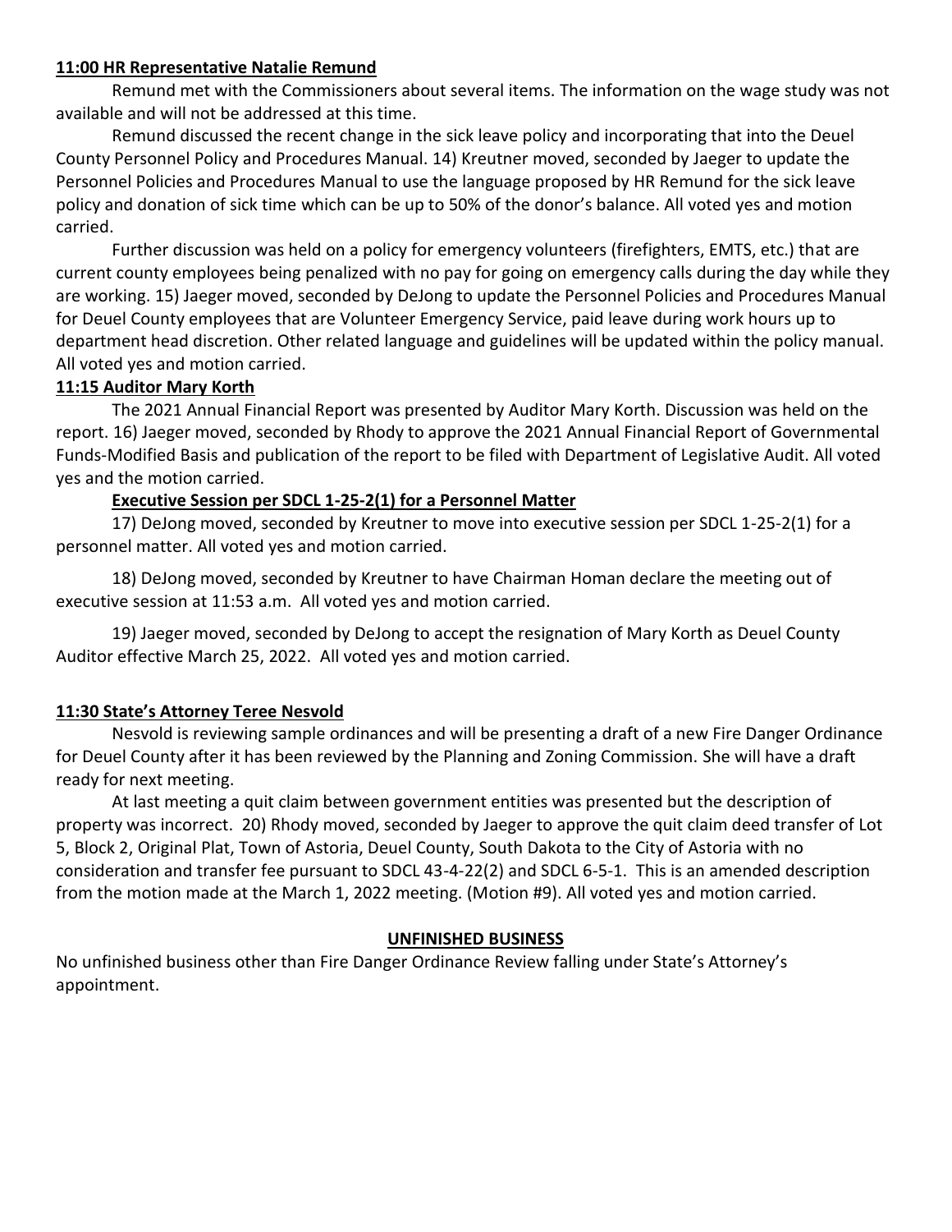**11:00 HR Representative Natalie Remund**

Remund met with the Commissioners about several items. The information on the wage study was not available and will not be addressed at this time.

Remund discussed the recent change in the sick leave policy and incorporating that into the Deuel County Personnel Policy and Procedures Manual. 14) Kreutner moved, seconded by Jaeger to update the Personnel Policies and Procedures Manual to use the language proposed by HR Remund for the sick leave policy and donation of sick time which can be up to 50% of the donor's balance. All voted yes and motion carried.

Further discussion was held on a policy for emergency volunteers (firefighters, EMTS, etc.) that are current county employees being penalized with no pay for going on emergency calls during the day while they are working. 15) Jaeger moved, seconded by DeJong to update the Personnel Policies and Procedures Manual for Deuel County employees that are Volunteer Emergency Service, paid leave during work hours up to department head discretion. Other related language and guidelines will be updated within the policy manual. All voted yes and motion carried.

**11:15 Auditor Mary Korth**

The 2021 Annual Financial Report was presented by Auditor Mary Korth. Discussion was held on the report. 16) Jaeger moved, seconded by Rhody to approve the 2021 Annual Financial Report of Governmental Funds-Modified Basis and publication of the report to be filed with Department of Legislative Audit. All voted yes and the motion carried.

**Executive Session per SDCL 1-25-2(1) for a Personnel Matter**

17) DeJong moved, seconded by Kreutner to move into executive session per SDCL 1-25-2(1) for a personnel matter. All voted yes and motion carried.

18) DeJong moved, seconded by Kreutner to have Chairman Homan declare the meeting out of executive session at 11:53 a.m. All voted yes and motion carried.

19) Jaeger moved, seconded by DeJong to accept the resignation of Mary Korth as Deuel County Auditor effective March 25, 2022. All voted yes and motion carried.

**11:30 State's Attorney Teree Nesvold**

Nesvold is reviewing sample ordinances and will be presenting a draft of a new Fire Danger Ordinance for Deuel County after it has been reviewed by the Planning and Zoning Commission. She will have a draft ready for next meeting.

At last meeting a quit claim between government entities was presented but the description of property was incorrect. 20) Rhody moved, seconded by Jaeger to approve the quit claim deed transfer of Lot 5, Block 2, Original Plat, Town of Astoria, Deuel County, South Dakota to the City of Astoria with no consideration and transfer fee pursuant to SDCL 43-4-22(2) and SDCL 6-5-1. This is an amended description from the motion made at the March 1, 2022 meeting. (Motion #9). All voted yes and motion carried.

**UNFINISHED BUSINESS**

No unfinished business other than Fire Danger Ordinance Review falling under State's Attorney's appointment.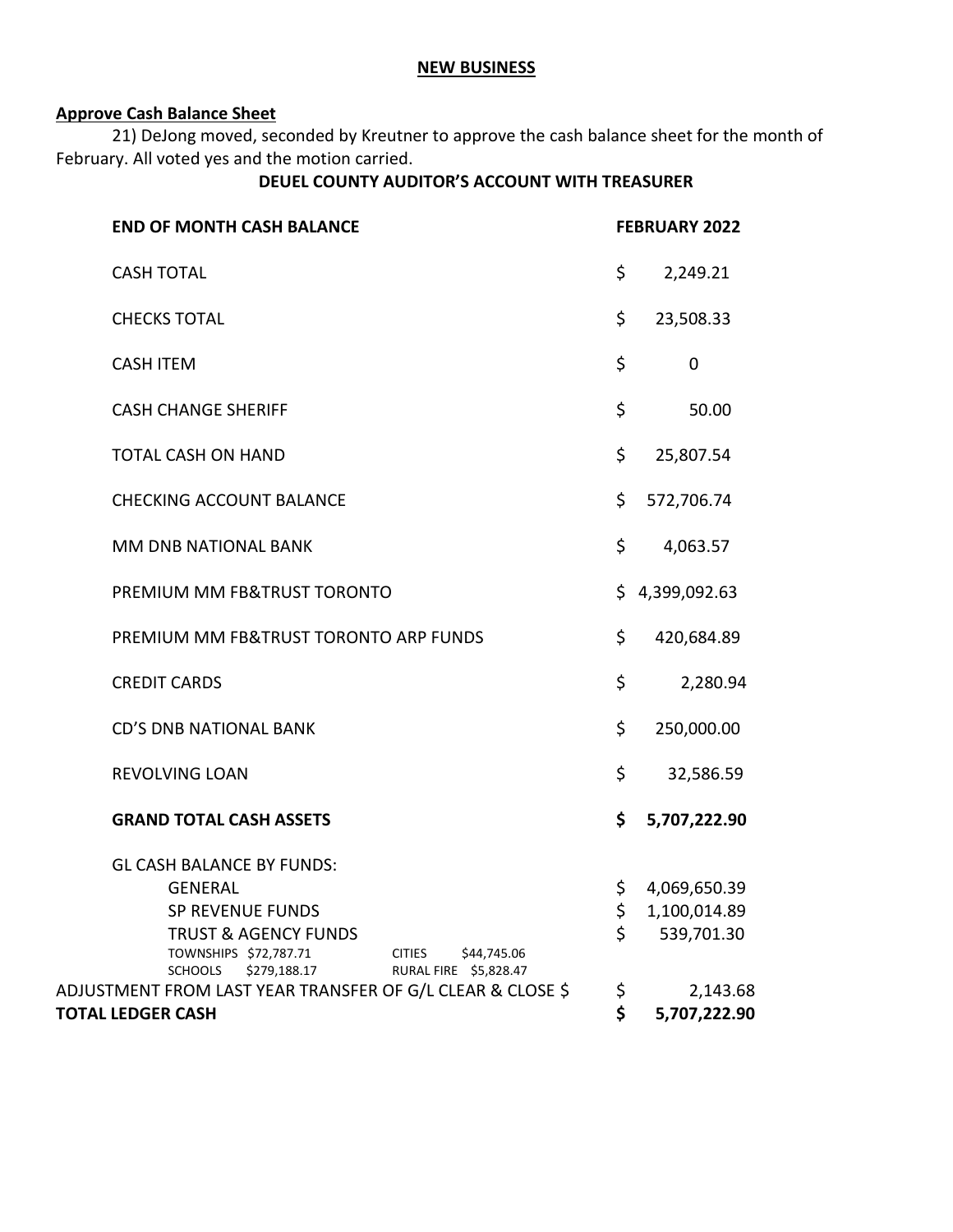## NEW BUSINESS

**Approve Cash Balance Sheet**

21) DeJong moved, seconded by Kreutner to approve the cash balance sheet for the month of February. All voted yes and the motion carried.

### DEUEL COUNTY AUDITOR'S ACCOUNT WITH TREASURER

| **END OF MONTH CASH BALANCE** | **FEBRUARY 2022** |
|---|---|
| CASH TOTAL | $ 2,249.21 |
| CHECKS TOTAL | $ 23,508.33 |
| CASH ITEM | $ 0 |
| CASH CHANGE SHERIFF | $ 50.00 |
| TOTAL CASH ON HAND | $ 25,807.54 |
| CHECKING ACCOUNT BALANCE | $ 572,706.74 |
| MM DNB NATIONAL BANK | $ 4,063.57 |
| PREMIUM MM FB&TRUST TORONTO | $ 4,399,092.63 |
| PREMIUM MM FB&TRUST TORONTO ARP FUNDS | $ 420,684.89 |
| CREDIT CARDS | $ 2,280.94 |
| CD'S DNB NATIONAL BANK | $ 250,000.00 |
| REVOLVING LOAN | $ 32,586.59 |
| **GRAND TOTAL CASH ASSETS** | **$ 5,707,222.90** |
| GL CASH BALANCE BY FUNDS: | |
| GENERAL | $ 4,069,650.39 |
| SP REVENUE FUNDS | $ 1,100,014.89 |
| TRUST & AGENCY FUNDS | $ 539,701.30 |
| TOWNSHIPS $72,787.71 CITIES $44,745.06 | |
| SCHOOLS $279,188.17 RURAL FIRE $5,828.47 | |
| ADJUSTMENT FROM LAST YEAR TRANSFER OF G/L CLEAR & CLOSE $ | $ 2,143.68 |
| **TOTAL LEDGER CASH** | **$ 5,707,222.90** |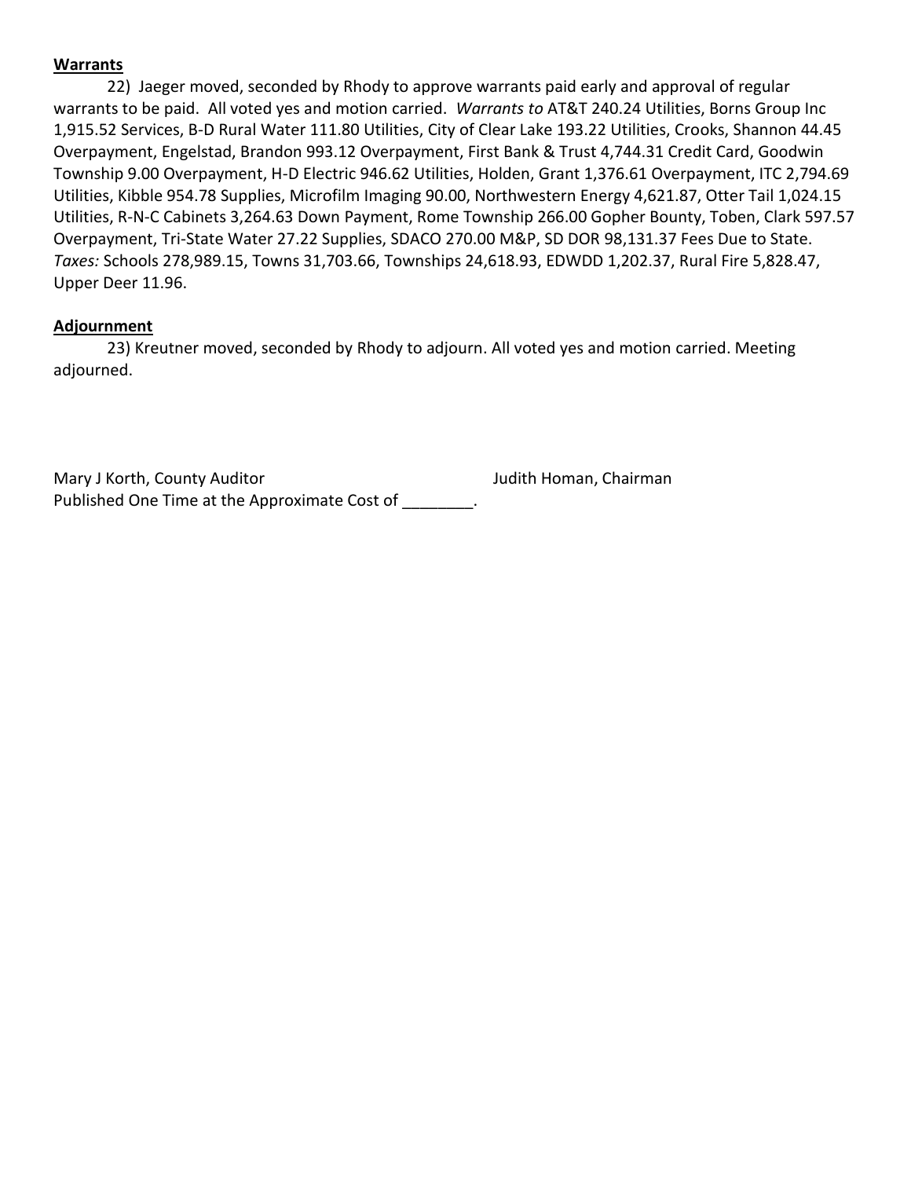**Warrants**

22) Jaeger moved, seconded by Rhody to approve warrants paid early and approval of regular warrants to be paid. All voted yes and motion carried. *Warrants to* AT&T 240.24 Utilities, Borns Group Inc 1,915.52 Services, B-D Rural Water 111.80 Utilities, City of Clear Lake 193.22 Utilities, Crooks, Shannon 44.45 Overpayment, Engelstad, Brandon 993.12 Overpayment, First Bank & Trust 4,744.31 Credit Card, Goodwin Township 9.00 Overpayment, H-D Electric 946.62 Utilities, Holden, Grant 1,376.61 Overpayment, ITC 2,794.69 Utilities, Kibble 954.78 Supplies, Microfilm Imaging 90.00, Northwestern Energy 4,621.87, Otter Tail 1,024.15 Utilities, R-N-C Cabinets 3,264.63 Down Payment, Rome Township 266.00 Gopher Bounty, Toben, Clark 597.57 Overpayment, Tri-State Water 27.22 Supplies, SDACO 270.00 M&P, SD DOR 98,131.37 Fees Due to State. *Taxes:* Schools 278,989.15, Towns 31,703.66, Townships 24,618.93, EDWDD 1,202.37, Rural Fire 5,828.47, Upper Deer 11.96.

**Adjournment**

23) Kreutner moved, seconded by Rhody to adjourn. All voted yes and motion carried. Meeting adjourned.

Mary J Korth, County Auditor

Judith Homan, Chairman

Published One Time at the Approximate Cost of ________.